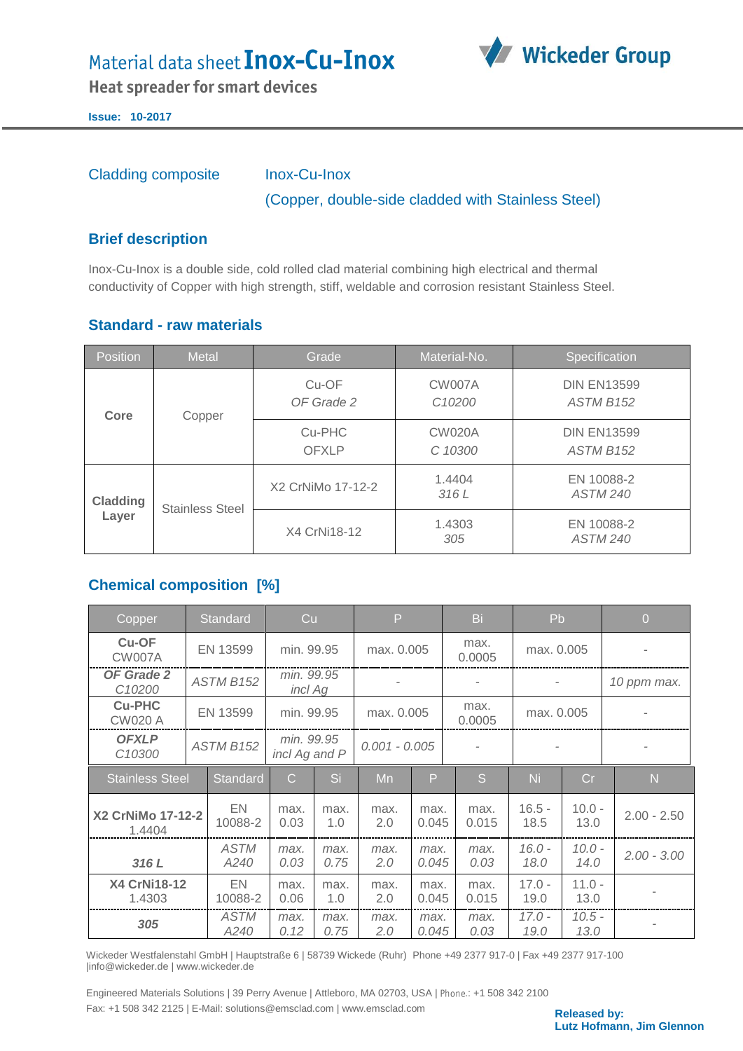# Material data sheet **Inox-Cu-Inox**

**Heat spreader for smart devices**

**Issue: 10-2017**

Wickeder Group

## Cladding composite

Inox-Cu-Inox

(Copper, double-side cladded with Stainless Steel)

## Brief description

Inox-Cu-Inox is a double side, cold rolled clad material combining high electrical and thermal conductivity of Copper with high strength, stiff, weldable and corrosion resistant Stainless Steel.

## Standard - raw materials

| Position | Metal | Grade | Material-No. | Specification |
|---|---|---|---|---|
| **Core** | Copper | Cu-OF<br>*OF Grade 2* | CW007A<br>*C10200* | DIN EN13599<br>*ASTM B152* |
| | | Cu-PHC<br>OFXLP | CW020A<br>*C 10300* | DIN EN13599<br>*ASTM B152* |
| **Cladding Layer** | Stainless Steel | X2 CrNiMo 17-12-2 | 1.4404<br>*316 L* | EN 10088-2<br>*ASTM 240* |
| | | X4 CrNi18-12 | 1.4303<br>*305* | EN 10088-2<br>*ASTM 240* |

## Chemical composition [%]

| Copper | Standard | Cu | P | Bi | Pb | 0 |
|---|---|---|---|---|---|---|
| **Cu-OF** CW007A | EN 13599 | min. 99.95 | max. 0.005 | max. 0.0005 | max. 0.005 | - |
| ***OF Grade 2*** *C10200* | *ASTM B152* | *min. 99.95 incl Ag* | - | - | - | *10 ppm max.* |
| **Cu-PHC** CW020 A | EN 13599 | min. 99.95 | max. 0.005 | max. 0.0005 | max. 0.005 | - |
| ***OFXLP*** *C10300* | *ASTM B152* | *min. 99.95 incl Ag and P* | *0.001 - 0.005* | - | - | - |

| Stainless Steel | Standard | C | Si | Mn | P | S | Ni | Cr | N |
|---|---|---|---|---|---|---|---|---|---|
| **X2 CrNiMo 17-12-2** 1.4404 | EN 10088-2 | max. 0.03 | max. 1.0 | max. 2.0 | max. 0.045 | max. 0.015 | 16.5 - 18.5 | 10.0 - 13.0 | 2.00 - 2.50 |
| ***316 L*** | *ASTM A240* | *max. 0.03* | *max. 0.75* | *max. 2.0* | *max. 0.045* | *max. 0.03* | *16.0 - 18.0* | *10.0 - 14.0* | *2.00 - 3.00* |
| **X4 CrNi18-12** 1.4303 | EN 10088-2 | max. 0.06 | max. 1.0 | max. 2.0 | max. 0.045 | max. 0.015 | 17.0 - 19.0 | 11.0 - 13.0 | - |
| ***305*** | *ASTM A240* | *max. 0.12* | *max. 0.75* | *max. 2.0* | *max. 0.045* | *max. 0.03* | *17.0 - 19.0* | *10.5 - 13.0* | - |

Wickeder Westfalenstahl GmbH | Hauptstraße 6 | 58739 Wickede (Ruhr) Phone +49 2377 917-0 | Fax +49 2377 917-100 |info@wickeder.de | www.wickeder.de

Engineered Materials Solutions | 39 Perry Avenue | Attleboro, MA 02703, USA | Phone.: +1 508 342 2100
Fax: +1 508 342 2125 | E-Mail: solutions@emsclad.com | www.emsclad.com

**Released by:**
**Lutz Hofmann, Jim Glennon**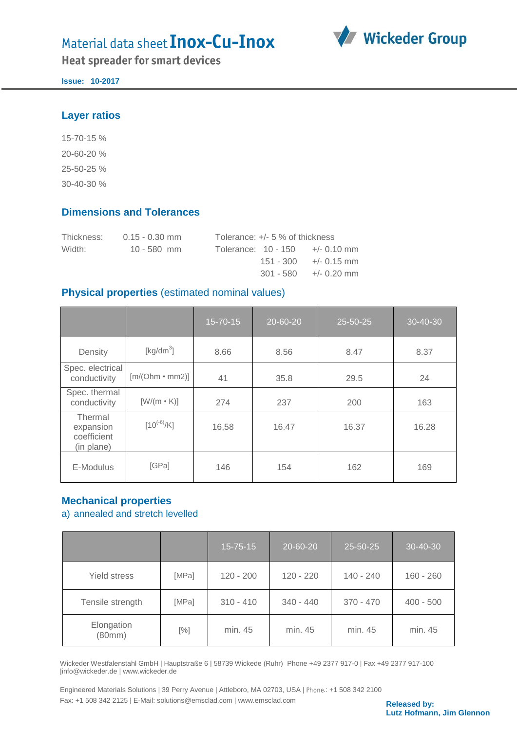# Material data sheet **Inox-Cu-Inox**

**Heat spreader for smart devices**

**Issue: 10-2017**

## Layer ratios

15-70-15 %

20-60-20 %

25-50-25 %

30-40-30 %

## Dimensions and Tolerances

| | | | | |
|---|---|---|---|---|
| Thickness: | 0.15 - 0.30 mm | Tolerance: +/- 5 % of thickness | | |
| Width: | 10 - 580 mm | Tolerance: | 10 - 150 | +/- 0.10 mm |
| | | | 151 - 300 | +/- 0.15 mm |
| | | | 301 - 580 | +/- 0.20 mm |

## Physical properties (estimated nominal values)

| | | 15-70-15 | 20-60-20 | 25-50-25 | 30-40-30 |
|---|---|---|---|---|---|
| Density | [kg/dm$^3$] | 8.66 | 8.56 | 8.47 | 8.37 |
| Spec. electrical conductivity | [m/(Ohm • mm2)] | 41 | 35.8 | 29.5 | 24 |
| Spec. thermal conductivity | [W/(m • K)] | 274 | 237 | 200 | 163 |
| Thermal expansion coefficient (in plane) | [$10^{(-6)}$/K] | 16,58 | 16.47 | 16.37 | 16.28 |
| E-Modulus | [GPa] | 146 | 154 | 162 | 169 |

## Mechanical properties

a) annealed and stretch levelled

| | | 15-75-15 | 20-60-20 | 25-50-25 | 30-40-30 |
|---|---|---|---|---|---|
| Yield stress | [MPa] | 120 - 200 | 120 - 220 | 140 - 240 | 160 - 260 |
| Tensile strength | [MPa] | 310 - 410 | 340 - 440 | 370 - 470 | 400 - 500 |
| Elongation (80mm) | [%] | min. 45 | min. 45 | min. 45 | min. 45 |

Wickeder Westfalenstahl GmbH | Hauptstraße 6 | 58739 Wickede (Ruhr) Phone +49 2377 917-0 | Fax +49 2377 917-100 |info@wickeder.de | www.wickeder.de

Engineered Materials Solutions | 39 Perry Avenue | Attleboro, MA 02703, USA | Phone.: +1 508 342 2100
Fax: +1 508 342 2125 | E-Mail: solutions@emsclad.com | www.emsclad.com

**Released by:**
**Lutz Hofmann, Jim Glennon**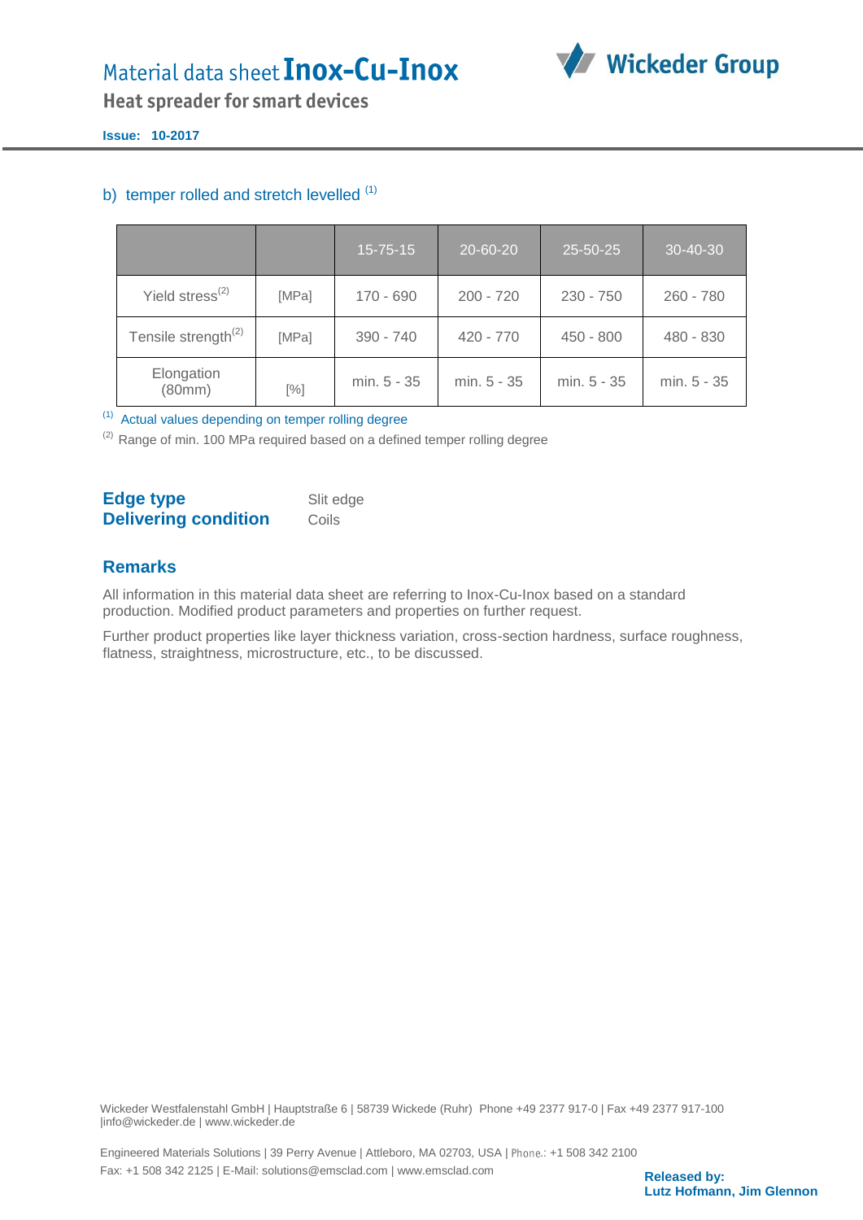## b) temper rolled and stretch levelled [1]

| | | 15-75-15 | 20-60-20 | 25-50-25 | 30-40-30 |
|---|---|---|---|---|---|
| Yield stress[2] | [MPa] | 170 - 690 | 200 - 720 | 230 - 750 | 260 - 780 |
| Tensile strength[2] | [MPa] | 390 - 740 | 420 - 770 | 450 - 800 | 480 - 830 |
| Elongation (80mm) | [%] | min. 5 - 35 | min. 5 - 35 | min. 5 - 35 | min. 5 - 35 |

[1] Actual values depending on temper rolling degree

[2] Range of min. 100 MPa required based on a defined temper rolling degree

**Edge type** Slit edge
**Delivering condition** Coils

## Remarks

All information in this material data sheet are referring to Inox-Cu-Inox based on a standard production. Modified product parameters and properties on further request.

Further product properties like layer thickness variation, cross-section hardness, surface roughness, flatness, straightness, microstructure, etc., to be discussed.

Wickeder Westfalenstahl GmbH | Hauptstraße 6 | 58739 Wickede (Ruhr) Phone +49 2377 917-0 | Fax +49 2377 917-100 |info@wickeder.de | www.wickeder.de

Engineered Materials Solutions | 39 Perry Avenue | Attleboro, MA 02703, USA | Phone.: +1 508 342 2100
Fax: +1 508 342 2125 | E-Mail: solutions@emsclad.com | www.emsclad.com

**Released by:**
**Lutz Hofmann, Jim Glennon**